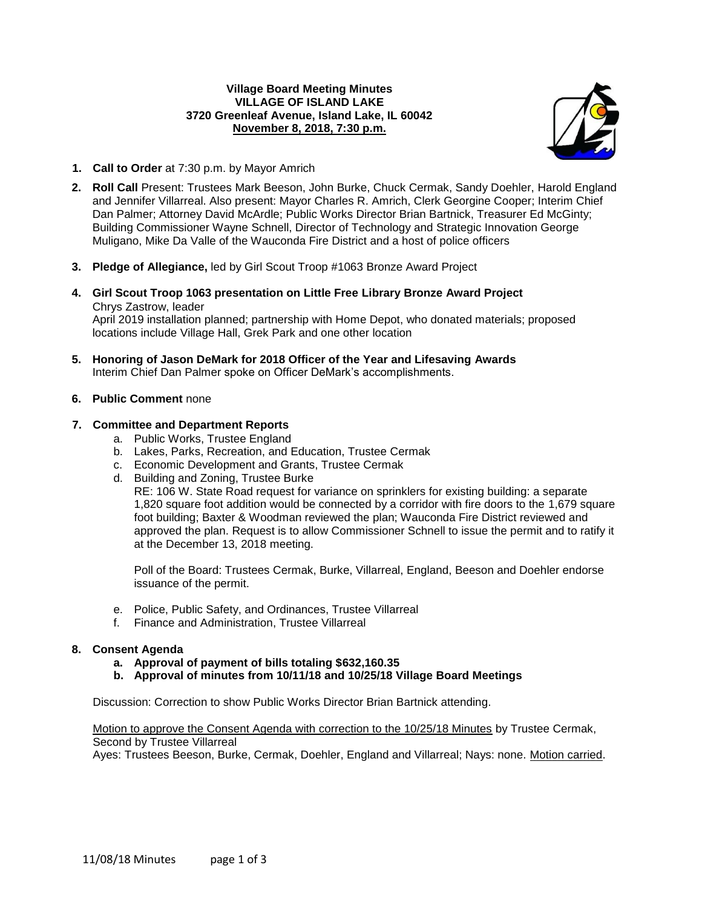**Village Board Meeting Minutes**
**VILLAGE OF ISLAND LAKE**
**3720 Greenleaf Avenue, Island Lake, IL 60042**
**November 8, 2018, 7:30 p.m.**

1. **Call to Order** at 7:30 p.m. by Mayor Amrich

2. **Roll Call** Present: Trustees Mark Beeson, John Burke, Chuck Cermak, Sandy Doehler, Harold England and Jennifer Villarreal. Also present: Mayor Charles R. Amrich, Clerk Georgine Cooper; Interim Chief Dan Palmer; Attorney David McArdle; Public Works Director Brian Bartnick, Treasurer Ed McGinty; Building Commissioner Wayne Schnell, Director of Technology and Strategic Innovation George Muligano, Mike Da Valle of the Wauconda Fire District and a host of police officers

3. **Pledge of Allegiance,** led by Girl Scout Troop #1063 Bronze Award Project

4. **Girl Scout Troop 1063 presentation on Little Free Library Bronze Award Project**
   Chrys Zastrow, leader
   April 2019 installation planned; partnership with Home Depot, who donated materials; proposed locations include Village Hall, Grek Park and one other location

5. **Honoring of Jason DeMark for 2018 Officer of the Year and Lifesaving Awards**
   Interim Chief Dan Palmer spoke on Officer DeMark's accomplishments.

6. **Public Comment** none

7. **Committee and Department Reports**
   a. Public Works, Trustee England
   b. Lakes, Parks, Recreation, and Education, Trustee Cermak
   c. Economic Development and Grants, Trustee Cermak
   d. Building and Zoning, Trustee Burke
      RE: 106 W. State Road request for variance on sprinklers for existing building: a separate 1,820 square foot addition would be connected by a corridor with fire doors to the 1,679 square foot building; Baxter & Woodman reviewed the plan; Wauconda Fire District reviewed and approved the plan. Request is to allow Commissioner Schnell to issue the permit and to ratify it at the December 13, 2018 meeting.

      Poll of the Board: Trustees Cermak, Burke, Villarreal, England, Beeson and Doehler endorse issuance of the permit.

   e. Police, Public Safety, and Ordinances, Trustee Villarreal
   f. Finance and Administration, Trustee Villarreal

8. **Consent Agenda**
   a. **Approval of payment of bills totaling $632,160.35**
   b. **Approval of minutes from 10/11/18 and 10/25/18 Village Board Meetings**

   Discussion: Correction to show Public Works Director Brian Bartnick attending.

   Motion to approve the Consent Agenda with correction to the 10/25/18 Minutes by Trustee Cermak, Second by Trustee Villarreal
   Ayes: Trustees Beeson, Burke, Cermak, Doehler, England and Villarreal; Nays: none. Motion carried.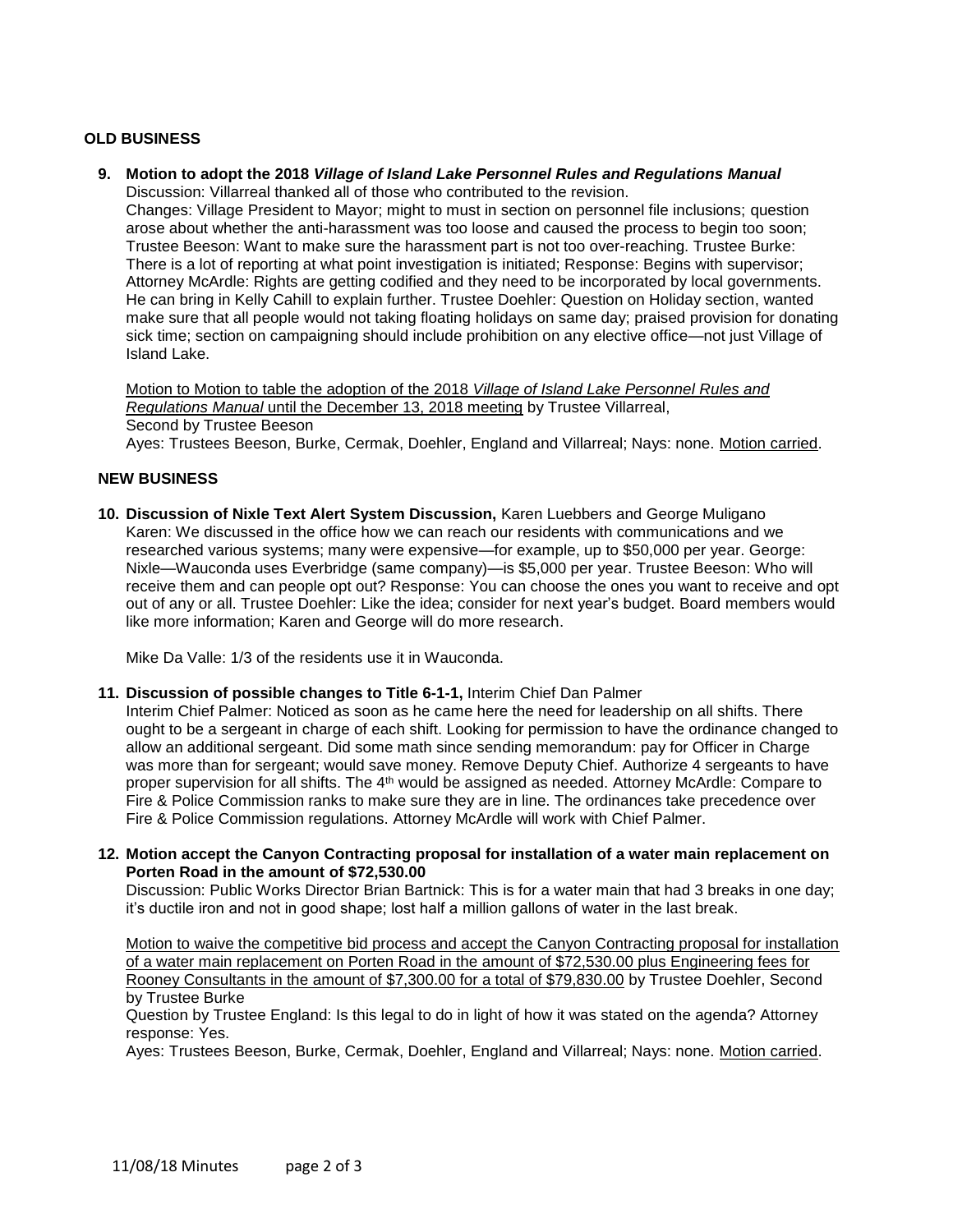## OLD BUSINESS

**9. Motion to adopt the 2018 *Village of Island Lake Personnel Rules and Regulations Manual***

Discussion: Villarreal thanked all of those who contributed to the revision.

Changes: Village President to Mayor; might to must in section on personnel file inclusions; question arose about whether the anti-harassment was too loose and caused the process to begin too soon; Trustee Beeson: Want to make sure the harassment part is not too over-reaching. Trustee Burke: There is a lot of reporting at what point investigation is initiated; Response: Begins with supervisor; Attorney McArdle: Rights are getting codified and they need to be incorporated by local governments. He can bring in Kelly Cahill to explain further. Trustee Doehler: Question on Holiday section, wanted make sure that all people would not taking floating holidays on same day; praised provision for donating sick time; section on campaigning should include prohibition on any elective office—not just Village of Island Lake.

Motion to Motion to table the adoption of the 2018 *Village of Island Lake Personnel Rules and Regulations Manual* until the December 13, 2018 meeting by Trustee Villarreal,
Second by Trustee Beeson
Ayes: Trustees Beeson, Burke, Cermak, Doehler, England and Villarreal; Nays: none. Motion carried.

## NEW BUSINESS

**10. Discussion of Nixle Text Alert System Discussion,** Karen Luebbers and George Muligano

Karen: We discussed in the office how we can reach our residents with communications and we researched various systems; many were expensive—for example, up to $50,000 per year. George: Nixle—Wauconda uses Everbridge (same company)—is $5,000 per year. Trustee Beeson: Who will receive them and can people opt out? Response: You can choose the ones you want to receive and opt out of any or all. Trustee Doehler: Like the idea; consider for next year's budget. Board members would like more information; Karen and George will do more research.

Mike Da Valle: 1/3 of the residents use it in Wauconda.

**11. Discussion of possible changes to Title 6-1-1,** Interim Chief Dan Palmer

Interim Chief Palmer: Noticed as soon as he came here the need for leadership on all shifts. There ought to be a sergeant in charge of each shift. Looking for permission to have the ordinance changed to allow an additional sergeant. Did some math since sending memorandum: pay for Officer in Charge was more than for sergeant; would save money. Remove Deputy Chief. Authorize 4 sergeants to have proper supervision for all shifts. The 4th would be assigned as needed. Attorney McArdle: Compare to Fire & Police Commission ranks to make sure they are in line. The ordinances take precedence over Fire & Police Commission regulations. Attorney McArdle will work with Chief Palmer.

**12. Motion accept the Canyon Contracting proposal for installation of a water main replacement on Porten Road in the amount of $72,530.00**

Discussion: Public Works Director Brian Bartnick: This is for a water main that had 3 breaks in one day; it's ductile iron and not in good shape; lost half a million gallons of water in the last break.

Motion to waive the competitive bid process and accept the Canyon Contracting proposal for installation of a water main replacement on Porten Road in the amount of $72,530.00 plus Engineering fees for Rooney Consultants in the amount of $7,300.00 for a total of $79,830.00 by Trustee Doehler, Second by Trustee Burke

Question by Trustee England: Is this legal to do in light of how it was stated on the agenda? Attorney response: Yes.

Ayes: Trustees Beeson, Burke, Cermak, Doehler, England and Villarreal; Nays: none. Motion carried.

11/08/18 Minutes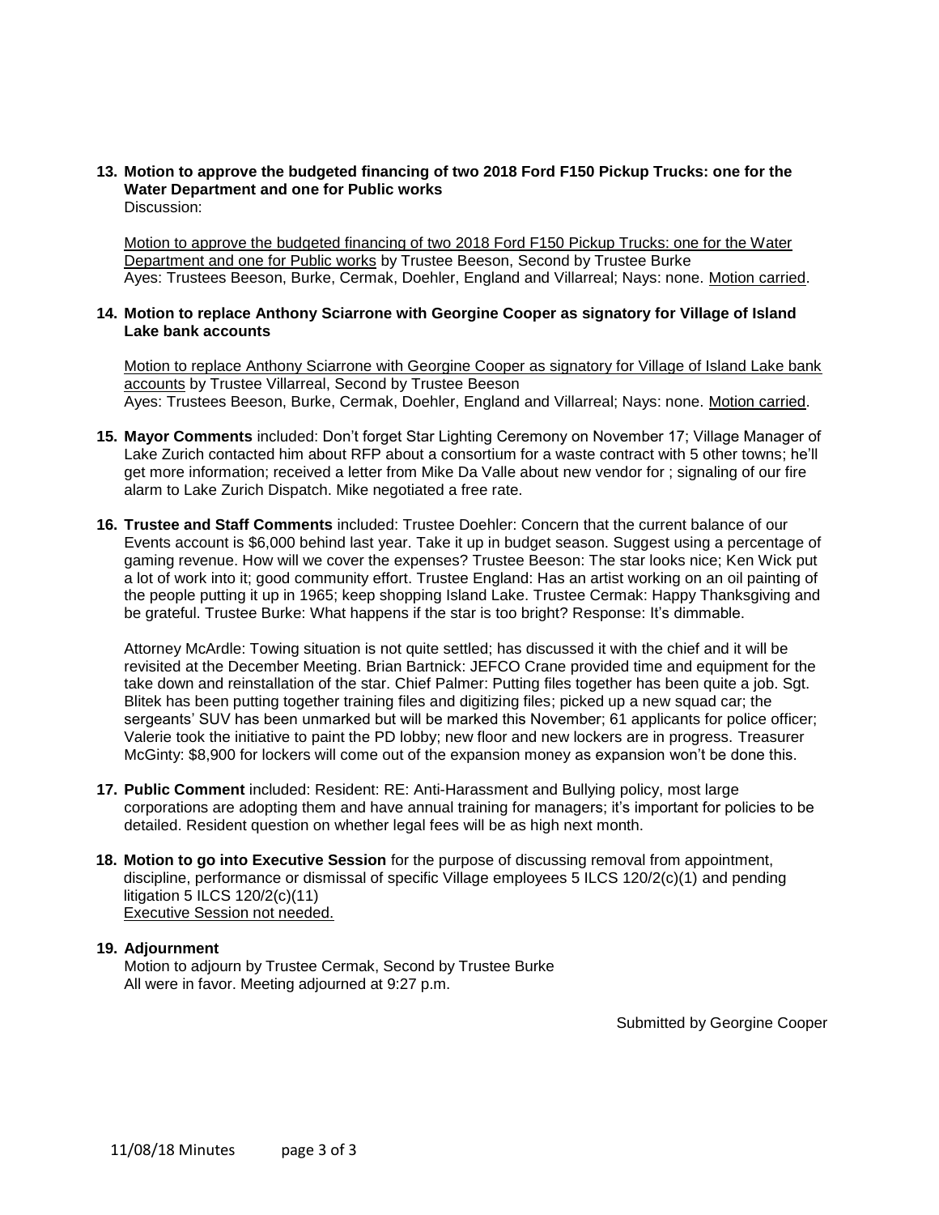**13. Motion to approve the budgeted financing of two 2018 Ford F150 Pickup Trucks: one for the Water Department and one for Public works**

Discussion:

Motion to approve the budgeted financing of two 2018 Ford F150 Pickup Trucks: one for the Water Department and one for Public works by Trustee Beeson, Second by Trustee Burke
Ayes: Trustees Beeson, Burke, Cermak, Doehler, England and Villarreal; Nays: none. Motion carried.

**14. Motion to replace Anthony Sciarrone with Georgine Cooper as signatory for Village of Island Lake bank accounts**

Motion to replace Anthony Sciarrone with Georgine Cooper as signatory for Village of Island Lake bank accounts by Trustee Villarreal, Second by Trustee Beeson
Ayes: Trustees Beeson, Burke, Cermak, Doehler, England and Villarreal; Nays: none. Motion carried.

**15. Mayor Comments** included: Don't forget Star Lighting Ceremony on November 17; Village Manager of Lake Zurich contacted him about RFP about a consortium for a waste contract with 5 other towns; he'll get more information; received a letter from Mike Da Valle about new vendor for ; signaling of our fire alarm to Lake Zurich Dispatch. Mike negotiated a free rate.

**16. Trustee and Staff Comments** included: Trustee Doehler: Concern that the current balance of our Events account is $6,000 behind last year. Take it up in budget season. Suggest using a percentage of gaming revenue. How will we cover the expenses? Trustee Beeson: The star looks nice; Ken Wick put a lot of work into it; good community effort. Trustee England: Has an artist working on an oil painting of the people putting it up in 1965; keep shopping Island Lake. Trustee Cermak: Happy Thanksgiving and be grateful. Trustee Burke: What happens if the star is too bright? Response: It's dimmable.

Attorney McArdle: Towing situation is not quite settled; has discussed it with the chief and it will be revisited at the December Meeting. Brian Bartnick: JEFCO Crane provided time and equipment for the take down and reinstallation of the star. Chief Palmer: Putting files together has been quite a job. Sgt. Blitek has been putting together training files and digitizing files; picked up a new squad car; the sergeants' SUV has been unmarked but will be marked this November; 61 applicants for police officer; Valerie took the initiative to paint the PD lobby; new floor and new lockers are in progress. Treasurer McGinty: $8,900 for lockers will come out of the expansion money as expansion won't be done this.

**17. Public Comment** included: Resident: RE: Anti-Harassment and Bullying policy, most large corporations are adopting them and have annual training for managers; it's important for policies to be detailed. Resident question on whether legal fees will be as high next month.

**18. Motion to go into Executive Session** for the purpose of discussing removal from appointment, discipline, performance or dismissal of specific Village employees 5 ILCS 120/2(c)(1) and pending litigation 5 ILCS 120/2(c)(11)
Executive Session not needed.

**19. Adjournment**
Motion to adjourn by Trustee Cermak, Second by Trustee Burke
All were in favor. Meeting adjourned at 9:27 p.m.

Submitted by Georgine Cooper